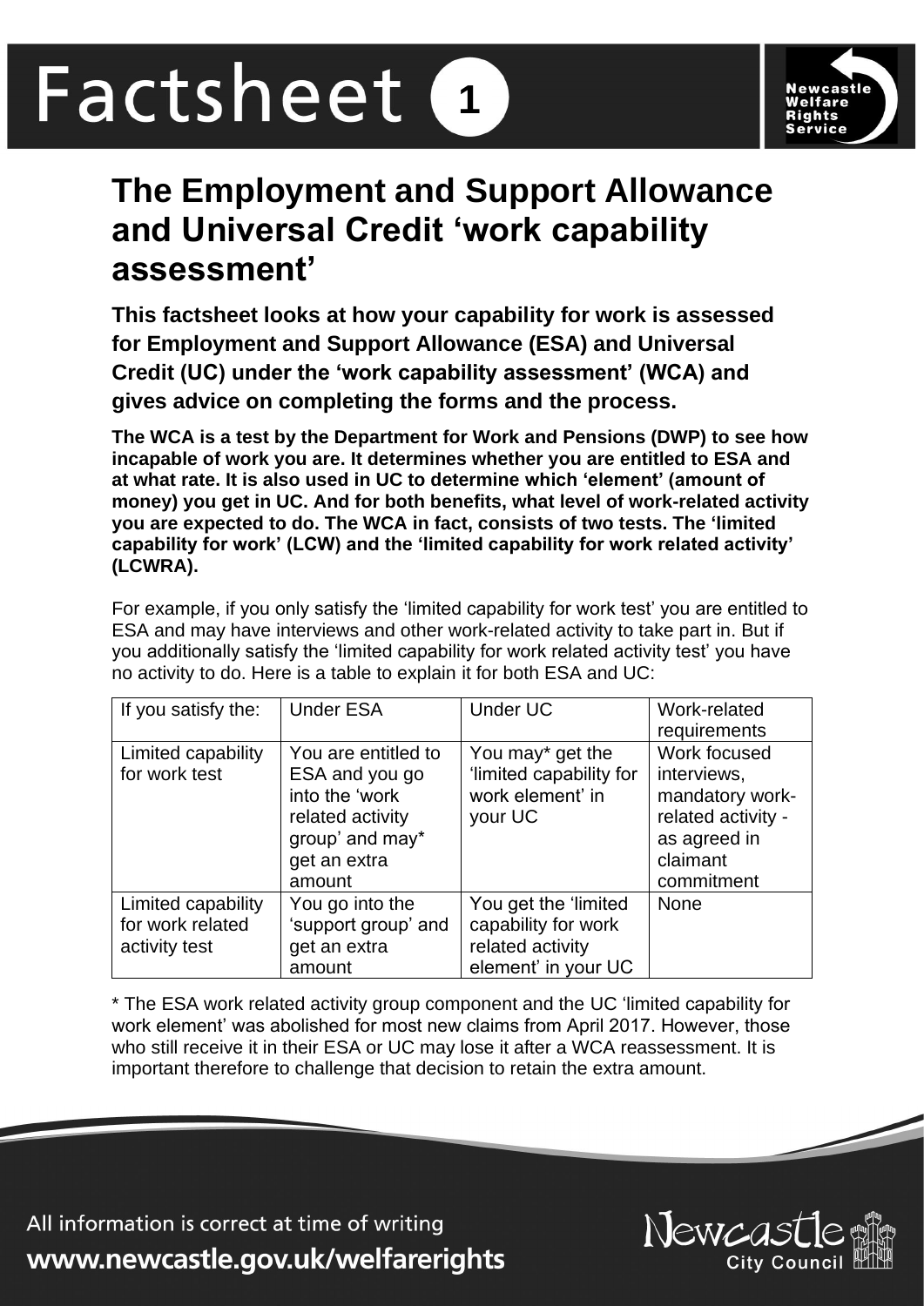# Factsheet 1

## The Employment and Support Allowance and Universal Credit 'work capability assessment'

**This factsheet looks at how your capability for work is assessed for Employment and Support Allowance (ESA) and Universal Credit (UC) under the 'work capability assessment' (WCA) and gives advice on completing the forms and the process.**

**The WCA is a test by the Department for Work and Pensions (DWP) to see how incapable of work you are. It determines whether you are entitled to ESA and at what rate. It is also used in UC to determine which 'element' (amount of money) you get in UC. And for both benefits, what level of work-related activity you are expected to do. The WCA in fact, consists of two tests. The 'limited capability for work' (LCW) and the 'limited capability for work related activity' (LCWRA).**

For example, if you only satisfy the 'limited capability for work test' you are entitled to ESA and may have interviews and other work-related activity to take part in. But if you additionally satisfy the 'limited capability for work related activity test' you have no activity to do. Here is a table to explain it for both ESA and UC:

| If you satisfy the: | Under ESA | Under UC | Work-related requirements |
|---|---|---|---|
| Limited capability for work test | You are entitled to ESA and you go into the 'work related activity group' and may* get an extra amount | You may* get the 'limited capability for work element' in your UC | Work focused interviews, mandatory work-related activity - as agreed in claimant commitment |
| Limited capability for work related activity test | You go into the 'support group' and get an extra amount | You get the 'limited capability for work related activity element' in your UC | None |

* The ESA work related activity group component and the UC 'limited capability for work element' was abolished for most new claims from April 2017. However, those who still receive it in their ESA or UC may lose it after a WCA reassessment. It is important therefore to challenge that decision to retain the extra amount.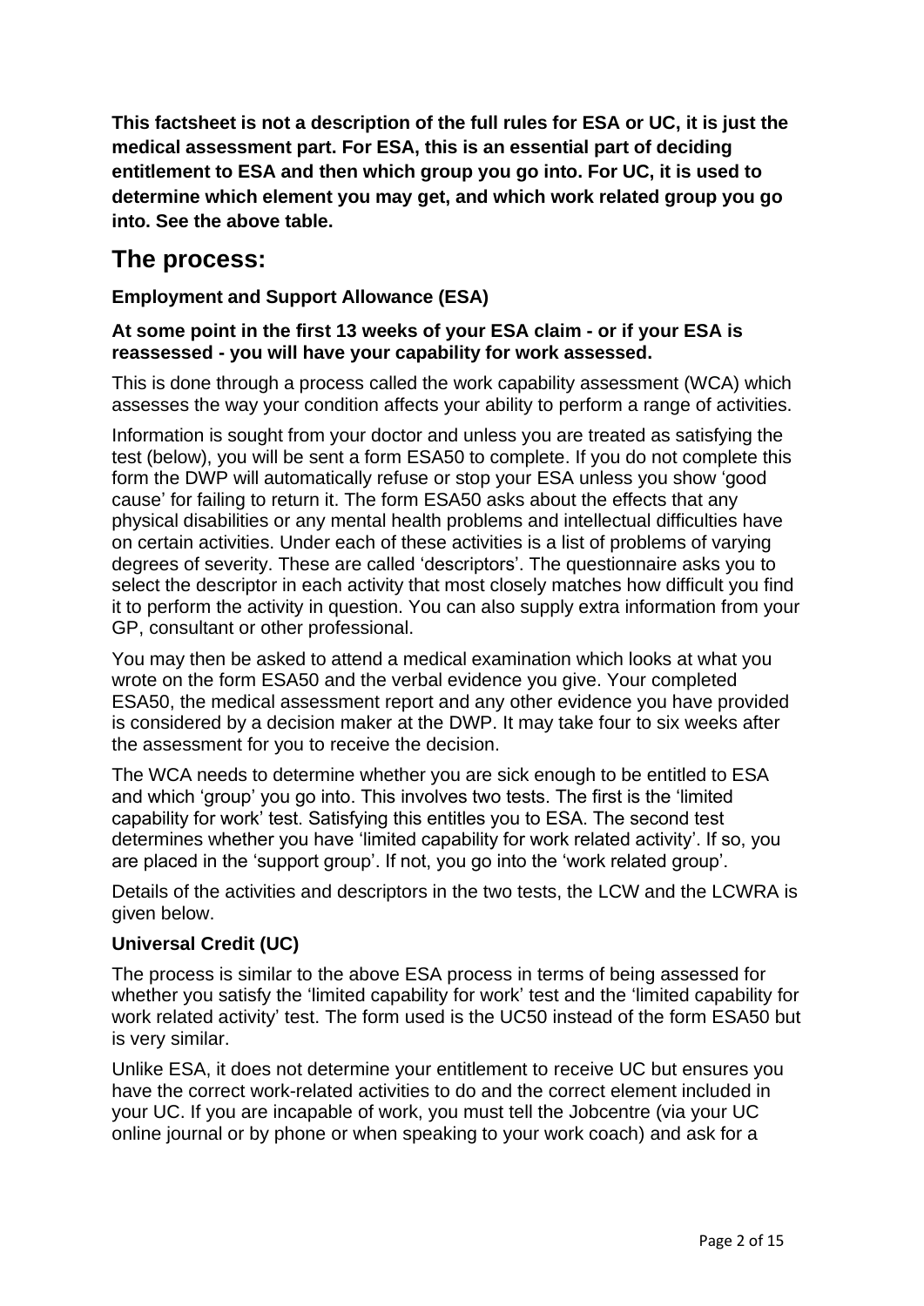**This factsheet is not a description of the full rules for ESA or UC, it is just the medical assessment part. For ESA, this is an essential part of deciding entitlement to ESA and then which group you go into. For UC, it is used to determine which element you may get, and which work related group you go into. See the above table.**

## The process:

### Employment and Support Allowance (ESA)

**At some point in the first 13 weeks of your ESA claim - or if your ESA is reassessed - you will have your capability for work assessed.**

This is done through a process called the work capability assessment (WCA) which assesses the way your condition affects your ability to perform a range of activities.

Information is sought from your doctor and unless you are treated as satisfying the test (below), you will be sent a form ESA50 to complete. If you do not complete this form the DWP will automatically refuse or stop your ESA unless you show 'good cause' for failing to return it. The form ESA50 asks about the effects that any physical disabilities or any mental health problems and intellectual difficulties have on certain activities. Under each of these activities is a list of problems of varying degrees of severity. These are called 'descriptors'. The questionnaire asks you to select the descriptor in each activity that most closely matches how difficult you find it to perform the activity in question. You can also supply extra information from your GP, consultant or other professional.

You may then be asked to attend a medical examination which looks at what you wrote on the form ESA50 and the verbal evidence you give. Your completed ESA50, the medical assessment report and any other evidence you have provided is considered by a decision maker at the DWP. It may take four to six weeks after the assessment for you to receive the decision.

The WCA needs to determine whether you are sick enough to be entitled to ESA and which 'group' you go into. This involves two tests. The first is the 'limited capability for work' test. Satisfying this entitles you to ESA. The second test determines whether you have 'limited capability for work related activity'. If so, you are placed in the 'support group'. If not, you go into the 'work related group'.

Details of the activities and descriptors in the two tests, the LCW and the LCWRA is given below.

### Universal Credit (UC)

The process is similar to the above ESA process in terms of being assessed for whether you satisfy the 'limited capability for work' test and the 'limited capability for work related activity' test. The form used is the UC50 instead of the form ESA50 but is very similar.

Unlike ESA, it does not determine your entitlement to receive UC but ensures you have the correct work-related activities to do and the correct element included in your UC. If you are incapable of work, you must tell the Jobcentre (via your UC online journal or by phone or when speaking to your work coach) and ask for a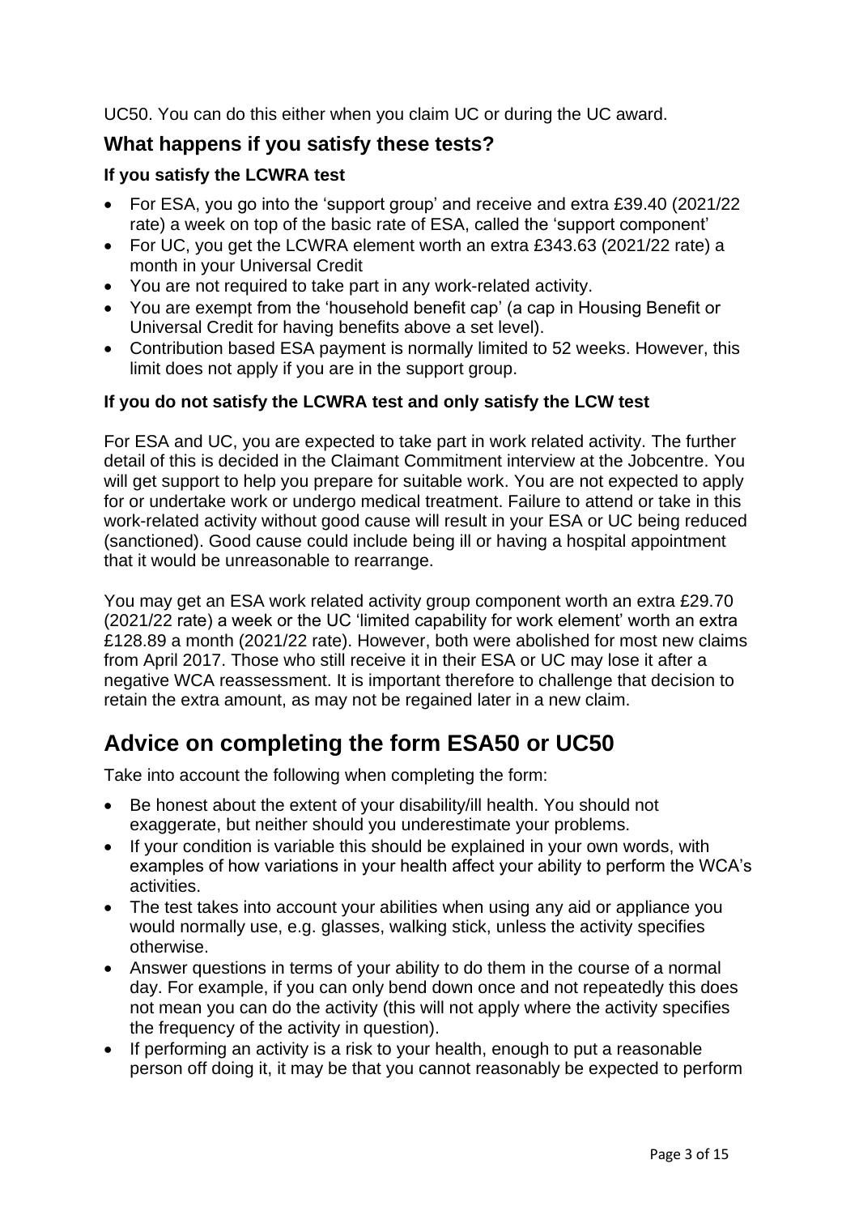UC50. You can do this either when you claim UC or during the UC award.

## What happens if you satisfy these tests?

### If you satisfy the LCWRA test

- For ESA, you go into the 'support group' and receive and extra £39.40 (2021/22 rate) a week on top of the basic rate of ESA, called the 'support component'
- For UC, you get the LCWRA element worth an extra £343.63 (2021/22 rate) a month in your Universal Credit
- You are not required to take part in any work-related activity.
- You are exempt from the 'household benefit cap' (a cap in Housing Benefit or Universal Credit for having benefits above a set level).
- Contribution based ESA payment is normally limited to 52 weeks. However, this limit does not apply if you are in the support group.

### If you do not satisfy the LCWRA test and only satisfy the LCW test

For ESA and UC, you are expected to take part in work related activity. The further detail of this is decided in the Claimant Commitment interview at the Jobcentre. You will get support to help you prepare for suitable work. You are not expected to apply for or undertake work or undergo medical treatment. Failure to attend or take in this work-related activity without good cause will result in your ESA or UC being reduced (sanctioned). Good cause could include being ill or having a hospital appointment that it would be unreasonable to rearrange.

You may get an ESA work related activity group component worth an extra £29.70 (2021/22 rate) a week or the UC 'limited capability for work element' worth an extra £128.89 a month (2021/22 rate). However, both were abolished for most new claims from April 2017. Those who still receive it in their ESA or UC may lose it after a negative WCA reassessment. It is important therefore to challenge that decision to retain the extra amount, as may not be regained later in a new claim.

# Advice on completing the form ESA50 or UC50

Take into account the following when completing the form:

- Be honest about the extent of your disability/ill health. You should not exaggerate, but neither should you underestimate your problems.
- If your condition is variable this should be explained in your own words, with examples of how variations in your health affect your ability to perform the WCA's activities.
- The test takes into account your abilities when using any aid or appliance you would normally use, e.g. glasses, walking stick, unless the activity specifies otherwise.
- Answer questions in terms of your ability to do them in the course of a normal day. For example, if you can only bend down once and not repeatedly this does not mean you can do the activity (this will not apply where the activity specifies the frequency of the activity in question).
- If performing an activity is a risk to your health, enough to put a reasonable person off doing it, it may be that you cannot reasonably be expected to perform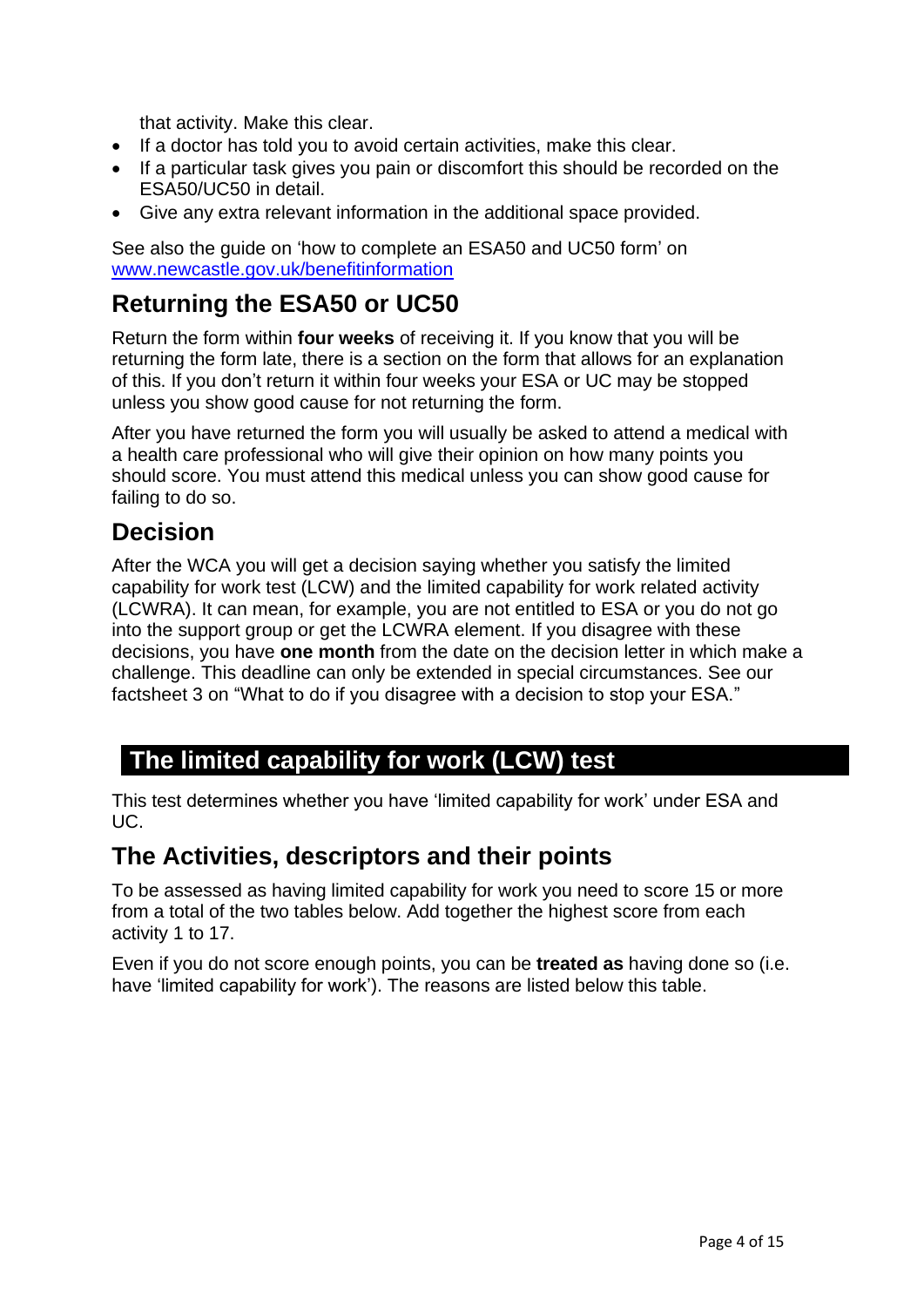that activity. Make this clear.

- If a doctor has told you to avoid certain activities, make this clear.
- If a particular task gives you pain or discomfort this should be recorded on the ESA50/UC50 in detail.
- Give any extra relevant information in the additional space provided.

See also the guide on 'how to complete an ESA50 and UC50 form' on [www.newcastle.gov.uk/benefitinformation](www.newcastle.gov.uk/benefitinformation)

## Returning the ESA50 or UC50

Return the form within **four weeks** of receiving it. If you know that you will be returning the form late, there is a section on the form that allows for an explanation of this. If you don't return it within four weeks your ESA or UC may be stopped unless you show good cause for not returning the form.

After you have returned the form you will usually be asked to attend a medical with a health care professional who will give their opinion on how many points you should score. You must attend this medical unless you can show good cause for failing to do so.

## Decision

After the WCA you will get a decision saying whether you satisfy the limited capability for work test (LCW) and the limited capability for work related activity (LCWRA). It can mean, for example, you are not entitled to ESA or you do not go into the support group or get the LCWRA element. If you disagree with these decisions, you have **one month** from the date on the decision letter in which make a challenge. This deadline can only be extended in special circumstances. See our factsheet 3 on "What to do if you disagree with a decision to stop your ESA."

# The limited capability for work (LCW) test

This test determines whether you have 'limited capability for work' under ESA and UC.

## The Activities, descriptors and their points

To be assessed as having limited capability for work you need to score 15 or more from a total of the two tables below. Add together the highest score from each activity 1 to 17.

Even if you do not score enough points, you can be **treated as** having done so (i.e. have 'limited capability for work'). The reasons are listed below this table.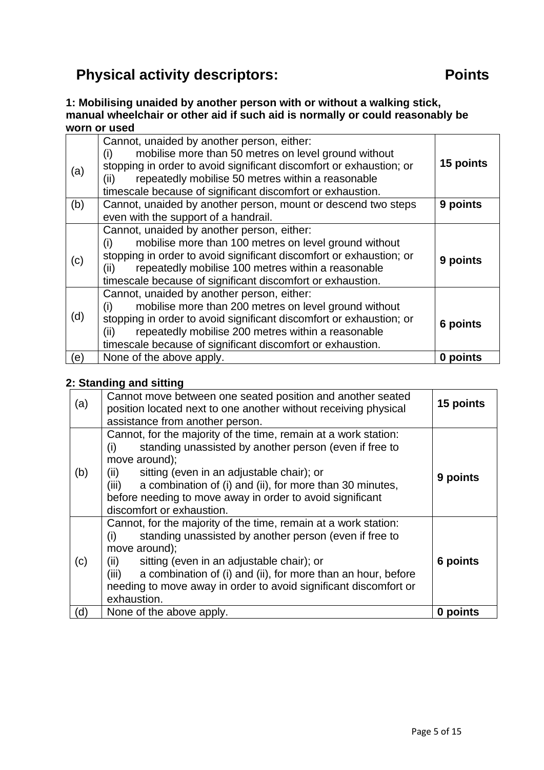# Physical activity descriptors: Points

**1: Mobilising unaided by another person with or without a walking stick, manual wheelchair or other aid if such aid is normally or could reasonably be worn or used**

| | | |
|---|---|---|
| (a) | Cannot, unaided by another person, either:<br>(i) mobilise more than 50 metres on level ground without stopping in order to avoid significant discomfort or exhaustion; or<br>(ii) repeatedly mobilise 50 metres within a reasonable timescale because of significant discomfort or exhaustion. | **15 points** |
| (b) | Cannot, unaided by another person, mount or descend two steps even with the support of a handrail. | **9 points** |
| (c) | Cannot, unaided by another person, either:<br>(i) mobilise more than 100 metres on level ground without stopping in order to avoid significant discomfort or exhaustion; or<br>(ii) repeatedly mobilise 100 metres within a reasonable timescale because of significant discomfort or exhaustion. | **9 points** |
| (d) | Cannot, unaided by another person, either:<br>(i) mobilise more than 200 metres on level ground without stopping in order to avoid significant discomfort or exhaustion; or<br>(ii) repeatedly mobilise 200 metres within a reasonable timescale because of significant discomfort or exhaustion. | **6 points** |
| (e) | None of the above apply. | **0 points** |

**2: Standing and sitting**

| | | |
|---|---|---|
| (a) | Cannot move between one seated position and another seated position located next to one another without receiving physical assistance from another person. | **15 points** |
| (b) | Cannot, for the majority of the time, remain at a work station:<br>(i) standing unassisted by another person (even if free to move around);<br>(ii) sitting (even in an adjustable chair); or<br>(iii) a combination of (i) and (ii), for more than 30 minutes, before needing to move away in order to avoid significant discomfort or exhaustion. | **9 points** |
| (c) | Cannot, for the majority of the time, remain at a work station:<br>(i) standing unassisted by another person (even if free to move around);<br>(ii) sitting (even in an adjustable chair); or<br>(iii) a combination of (i) and (ii), for more than an hour, before needing to move away in order to avoid significant discomfort or exhaustion. | **6 points** |
| (d) | None of the above apply. | **0 points** |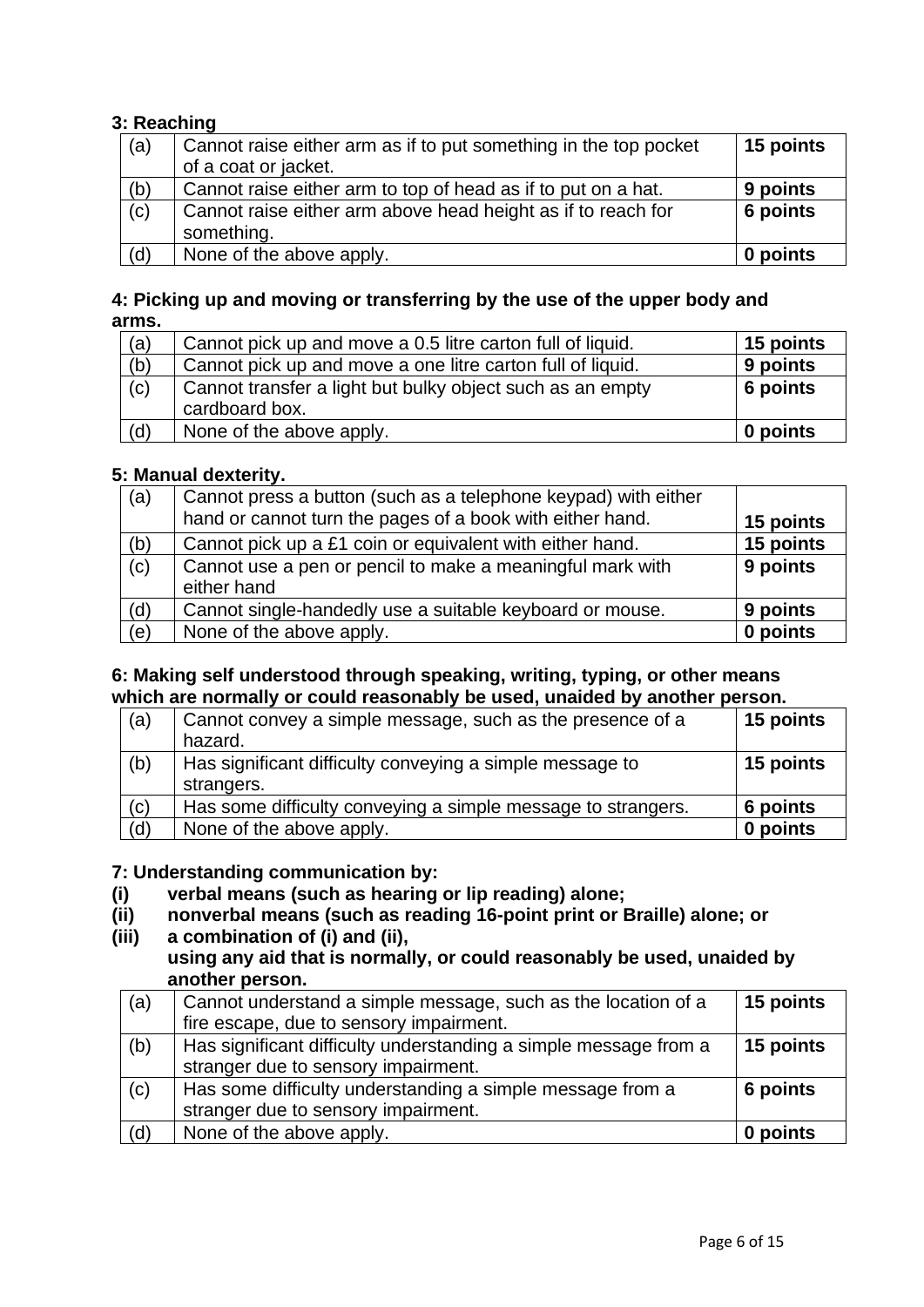**3: Reaching**

| | | |
|---|---|---|
| (a) | Cannot raise either arm as if to put something in the top pocket of a coat or jacket. | **15 points** |
| (b) | Cannot raise either arm to top of head as if to put on a hat. | **9 points** |
| (c) | Cannot raise either arm above head height as if to reach for something. | **6 points** |
| (d) | None of the above apply. | **0 points** |

**4: Picking up and moving or transferring by the use of the upper body and arms.**

| | | |
|---|---|---|
| (a) | Cannot pick up and move a 0.5 litre carton full of liquid. | **15 points** |
| (b) | Cannot pick up and move a one litre carton full of liquid. | **9 points** |
| (c) | Cannot transfer a light but bulky object such as an empty cardboard box. | **6 points** |
| (d) | None of the above apply. | **0 points** |

**5: Manual dexterity.**

| | | |
|---|---|---|
| (a) | Cannot press a button (such as a telephone keypad) with either hand or cannot turn the pages of a book with either hand. | **15 points** |
| (b) | Cannot pick up a £1 coin or equivalent with either hand. | **15 points** |
| (c) | Cannot use a pen or pencil to make a meaningful mark with either hand | **9 points** |
| (d) | Cannot single-handedly use a suitable keyboard or mouse. | **9 points** |
| (e) | None of the above apply. | **0 points** |

**6: Making self understood through speaking, writing, typing, or other means which are normally or could reasonably be used, unaided by another person.**

| | | |
|---|---|---|
| (a) | Cannot convey a simple message, such as the presence of a hazard. | **15 points** |
| (b) | Has significant difficulty conveying a simple message to strangers. | **15 points** |
| (c) | Has some difficulty conveying a simple message to strangers. | **6 points** |
| (d) | None of the above apply. | **0 points** |

**7: Understanding communication by:**

**(i) verbal means (such as hearing or lip reading) alone;**

**(ii) nonverbal means (such as reading 16-point print or Braille) alone; or**

**(iii) a combination of (i) and (ii),**

**using any aid that is normally, or could reasonably be used, unaided by another person.**

| | | |
|---|---|---|
| (a) | Cannot understand a simple message, such as the location of a fire escape, due to sensory impairment. | **15 points** |
| (b) | Has significant difficulty understanding a simple message from a stranger due to sensory impairment. | **15 points** |
| (c) | Has some difficulty understanding a simple message from a stranger due to sensory impairment. | **6 points** |
| (d) | None of the above apply. | **0 points** |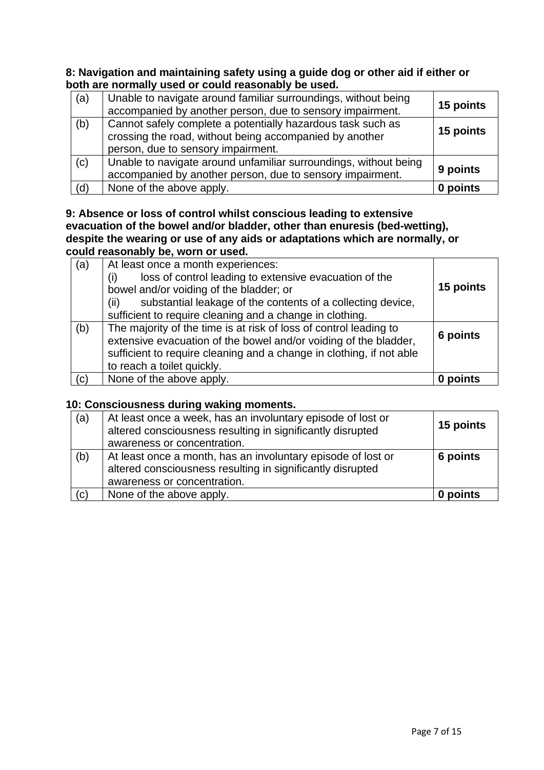**8: Navigation and maintaining safety using a guide dog or other aid if either or both are normally used or could reasonably be used.**

| | | |
|---|---|---|
| (a) | Unable to navigate around familiar surroundings, without being accompanied by another person, due to sensory impairment. | **15 points** |
| (b) | Cannot safely complete a potentially hazardous task such as crossing the road, without being accompanied by another person, due to sensory impairment. | **15 points** |
| (c) | Unable to navigate around unfamiliar surroundings, without being accompanied by another person, due to sensory impairment. | **9 points** |
| (d) | None of the above apply. | **0 points** |

**9: Absence or loss of control whilst conscious leading to extensive evacuation of the bowel and/or bladder, other than enuresis (bed-wetting), despite the wearing or use of any aids or adaptations which are normally, or could reasonably be, worn or used.**

| | | |
|---|---|---|
| (a) | At least once a month experiences:<br>(i) loss of control leading to extensive evacuation of the bowel and/or voiding of the bladder; or<br>(ii) substantial leakage of the contents of a collecting device, sufficient to require cleaning and a change in clothing. | **15 points** |
| (b) | The majority of the time is at risk of loss of control leading to extensive evacuation of the bowel and/or voiding of the bladder, sufficient to require cleaning and a change in clothing, if not able to reach a toilet quickly. | **6 points** |
| (c) | None of the above apply. | **0 points** |

**10: Consciousness during waking moments.**

| | | |
|---|---|---|
| (a) | At least once a week, has an involuntary episode of lost or altered consciousness resulting in significantly disrupted awareness or concentration. | **15 points** |
| (b) | At least once a month, has an involuntary episode of lost or altered consciousness resulting in significantly disrupted awareness or concentration. | **6 points** |
| (c) | None of the above apply. | **0 points** |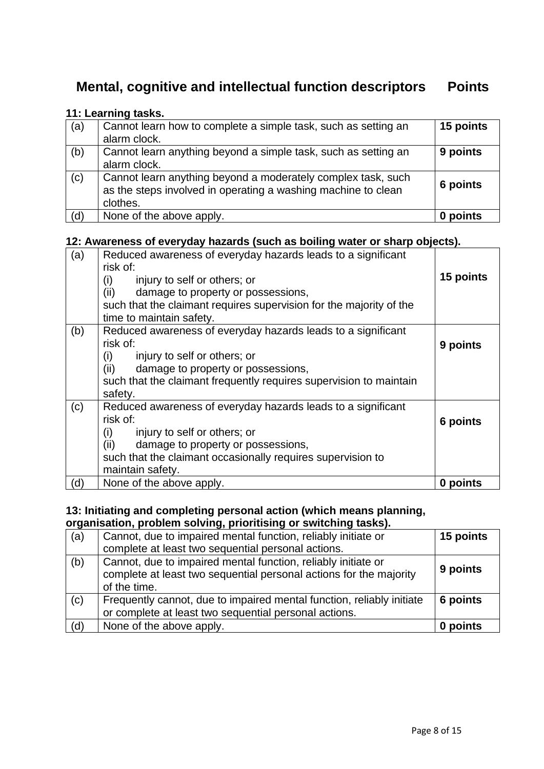## Mental, cognitive and intellectual function descriptors — Points

**11: Learning tasks.**

| | | |
|---|---|---|
| (a) | Cannot learn how to complete a simple task, such as setting an alarm clock. | **15 points** |
| (b) | Cannot learn anything beyond a simple task, such as setting an alarm clock. | **9 points** |
| (c) | Cannot learn anything beyond a moderately complex task, such as the steps involved in operating a washing machine to clean clothes. | **6 points** |
| (d) | None of the above apply. | **0 points** |

**12: Awareness of everyday hazards (such as boiling water or sharp objects).**

| | | |
|---|---|---|
| (a) | Reduced awareness of everyday hazards leads to a significant risk of: (i) injury to self or others; or (ii) damage to property or possessions, such that the claimant requires supervision for the majority of the time to maintain safety. | **15 points** |
| (b) | Reduced awareness of everyday hazards leads to a significant risk of: (i) injury to self or others; or (ii) damage to property or possessions, such that the claimant frequently requires supervision to maintain safety. | **9 points** |
| (c) | Reduced awareness of everyday hazards leads to a significant risk of: (i) injury to self or others; or (ii) damage to property or possessions, such that the claimant occasionally requires supervision to maintain safety. | **6 points** |
| (d) | None of the above apply. | **0 points** |

**13: Initiating and completing personal action (which means planning, organisation, problem solving, prioritising or switching tasks).**

| | | |
|---|---|---|
| (a) | Cannot, due to impaired mental function, reliably initiate or complete at least two sequential personal actions. | **15 points** |
| (b) | Cannot, due to impaired mental function, reliably initiate or complete at least two sequential personal actions for the majority of the time. | **9 points** |
| (c) | Frequently cannot, due to impaired mental function, reliably initiate or complete at least two sequential personal actions. | **6 points** |
| (d) | None of the above apply. | **0 points** |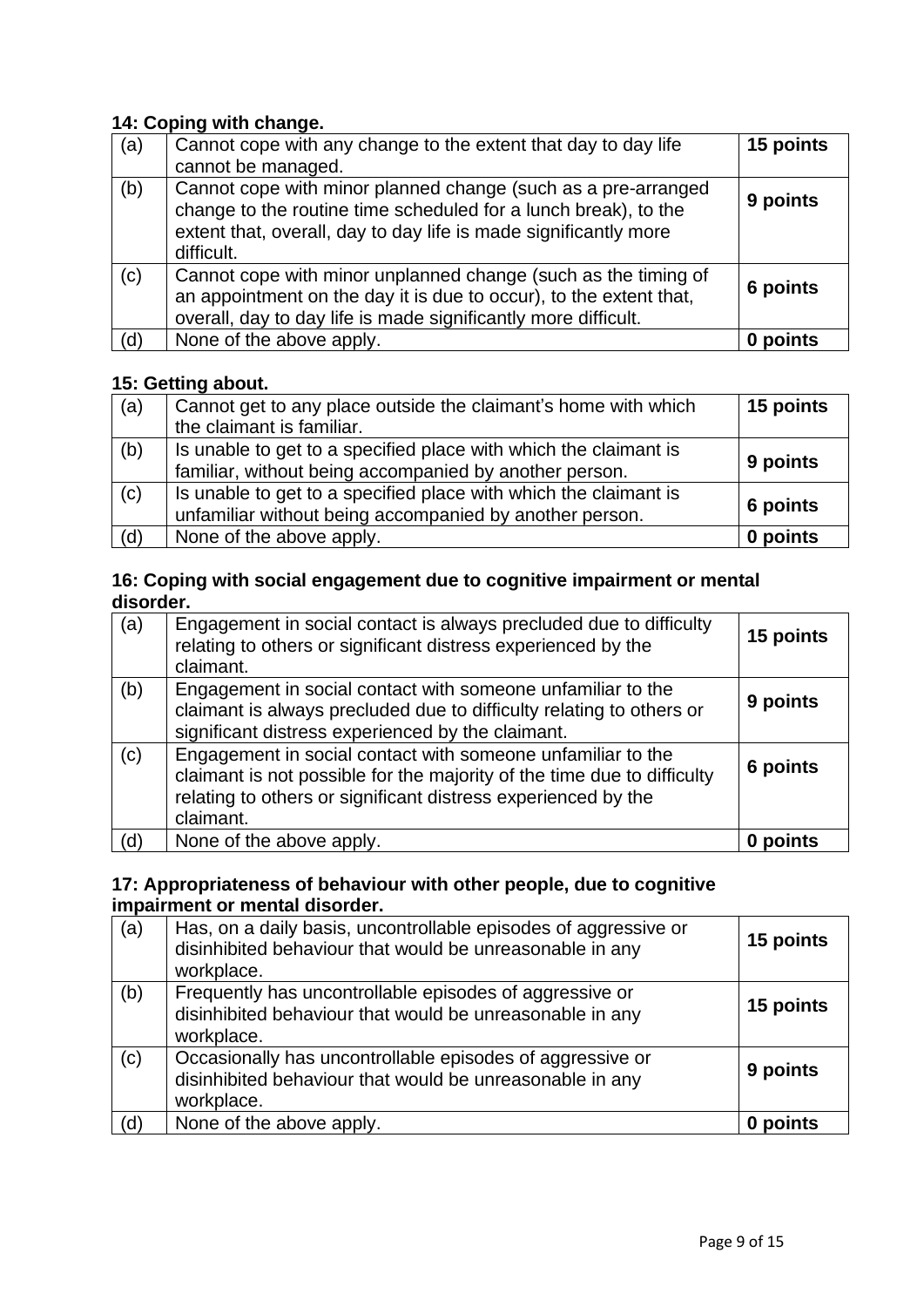**14: Coping with change.**

| | | |
|---|---|---|
| (a) | Cannot cope with any change to the extent that day to day life cannot be managed. | **15 points** |
| (b) | Cannot cope with minor planned change (such as a pre-arranged change to the routine time scheduled for a lunch break), to the extent that, overall, day to day life is made significantly more difficult. | **9 points** |
| (c) | Cannot cope with minor unplanned change (such as the timing of an appointment on the day it is due to occur), to the extent that, overall, day to day life is made significantly more difficult. | **6 points** |
| (d) | None of the above apply. | **0 points** |

**15: Getting about.**

| | | |
|---|---|---|
| (a) | Cannot get to any place outside the claimant's home with which the claimant is familiar. | **15 points** |
| (b) | Is unable to get to a specified place with which the claimant is familiar, without being accompanied by another person. | **9 points** |
| (c) | Is unable to get to a specified place with which the claimant is unfamiliar without being accompanied by another person. | **6 points** |
| (d) | None of the above apply. | **0 points** |

**16: Coping with social engagement due to cognitive impairment or mental disorder.**

| | | |
|---|---|---|
| (a) | Engagement in social contact is always precluded due to difficulty relating to others or significant distress experienced by the claimant. | **15 points** |
| (b) | Engagement in social contact with someone unfamiliar to the claimant is always precluded due to difficulty relating to others or significant distress experienced by the claimant. | **9 points** |
| (c) | Engagement in social contact with someone unfamiliar to the claimant is not possible for the majority of the time due to difficulty relating to others or significant distress experienced by the claimant. | **6 points** |
| (d) | None of the above apply. | **0 points** |

**17: Appropriateness of behaviour with other people, due to cognitive impairment or mental disorder.**

| | | |
|---|---|---|
| (a) | Has, on a daily basis, uncontrollable episodes of aggressive or disinhibited behaviour that would be unreasonable in any workplace. | **15 points** |
| (b) | Frequently has uncontrollable episodes of aggressive or disinhibited behaviour that would be unreasonable in any workplace. | **15 points** |
| (c) | Occasionally has uncontrollable episodes of aggressive or disinhibited behaviour that would be unreasonable in any workplace. | **9 points** |
| (d) | None of the above apply. | **0 points** |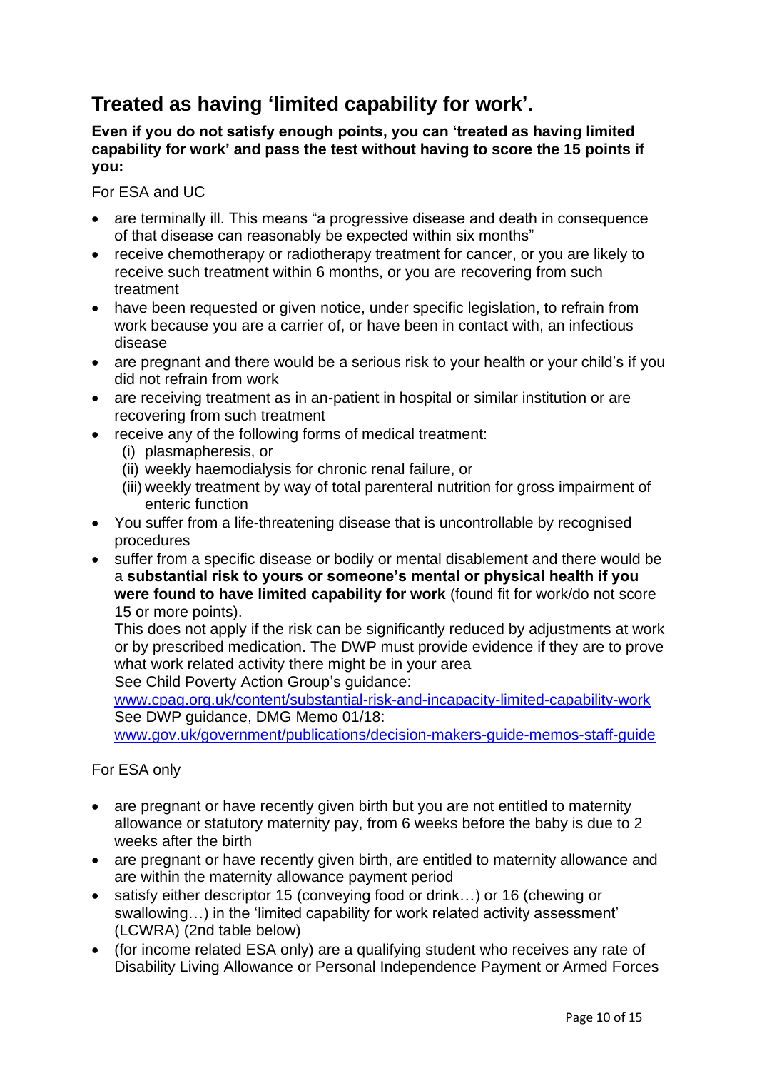## Treated as having 'limited capability for work'.

**Even if you do not satisfy enough points, you can 'treated as having limited capability for work' and pass the test without having to score the 15 points if you:**

For ESA and UC

- are terminally ill. This means "a progressive disease and death in consequence of that disease can reasonably be expected within six months"
- receive chemotherapy or radiotherapy treatment for cancer, or you are likely to receive such treatment within 6 months, or you are recovering from such treatment
- have been requested or given notice, under specific legislation, to refrain from work because you are a carrier of, or have been in contact with, an infectious disease
- are pregnant and there would be a serious risk to your health or your child's if you did not refrain from work
- are receiving treatment as in an-patient in hospital or similar institution or are recovering from such treatment
- receive any of the following forms of medical treatment:
  - (i) plasmapheresis, or
  - (ii) weekly haemodialysis for chronic renal failure, or
  - (iii) weekly treatment by way of total parenteral nutrition for gross impairment of enteric function
- You suffer from a life-threatening disease that is uncontrollable by recognised procedures
- suffer from a specific disease or bodily or mental disablement and there would be a **substantial risk to yours or someone's mental or physical health if you were found to have limited capability for work** (found fit for work/do not score 15 or more points).
  This does not apply if the risk can be significantly reduced by adjustments at work or by prescribed medication. The DWP must provide evidence if they are to prove what work related activity there might be in your area
  See Child Poverty Action Group's guidance:
  [www.cpag.org.uk/content/substantial-risk-and-incapacity-limited-capability-work](www.cpag.org.uk/content/substantial-risk-and-incapacity-limited-capability-work)
  See DWP guidance, DMG Memo 01/18:
  [www.gov.uk/government/publications/decision-makers-guide-memos-staff-guide](www.gov.uk/government/publications/decision-makers-guide-memos-staff-guide)

For ESA only

- are pregnant or have recently given birth but you are not entitled to maternity allowance or statutory maternity pay, from 6 weeks before the baby is due to 2 weeks after the birth
- are pregnant or have recently given birth, are entitled to maternity allowance and are within the maternity allowance payment period
- satisfy either descriptor 15 (conveying food or drink…) or 16 (chewing or swallowing…) in the 'limited capability for work related activity assessment' (LCWRA) (2nd table below)
- (for income related ESA only) are a qualifying student who receives any rate of Disability Living Allowance or Personal Independence Payment or Armed Forces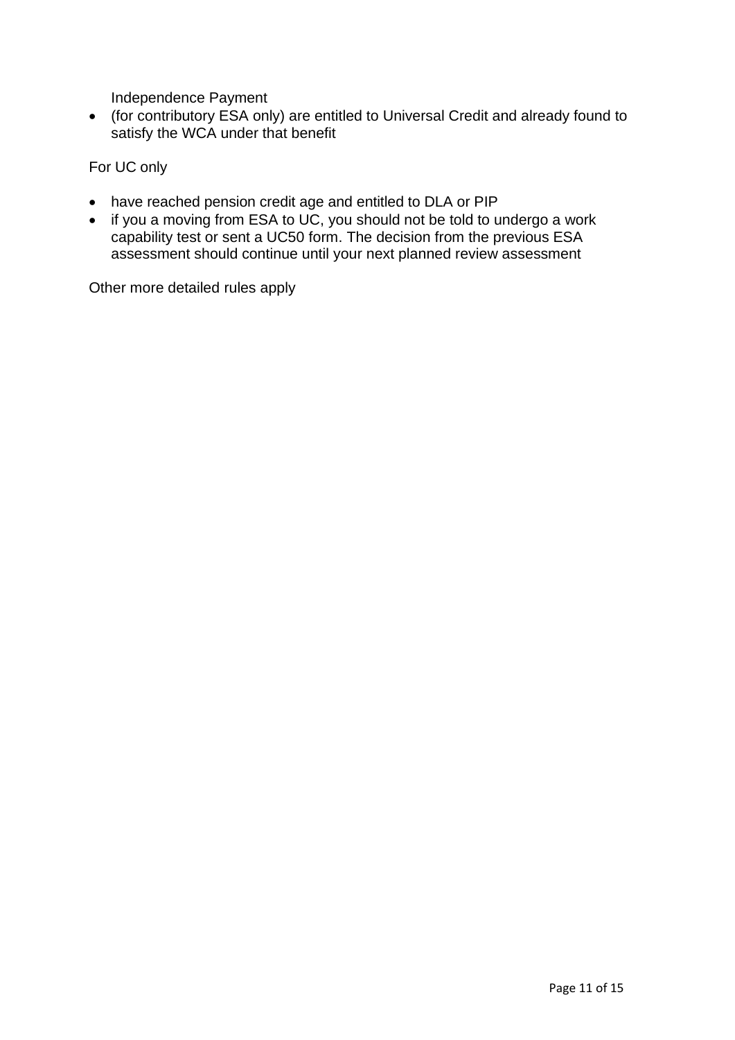Independence Payment

- (for contributory ESA only) are entitled to Universal Credit and already found to satisfy the WCA under that benefit

For UC only

- have reached pension credit age and entitled to DLA or PIP
- if you a moving from ESA to UC, you should not be told to undergo a work capability test or sent a UC50 form. The decision from the previous ESA assessment should continue until your next planned review assessment

Other more detailed rules apply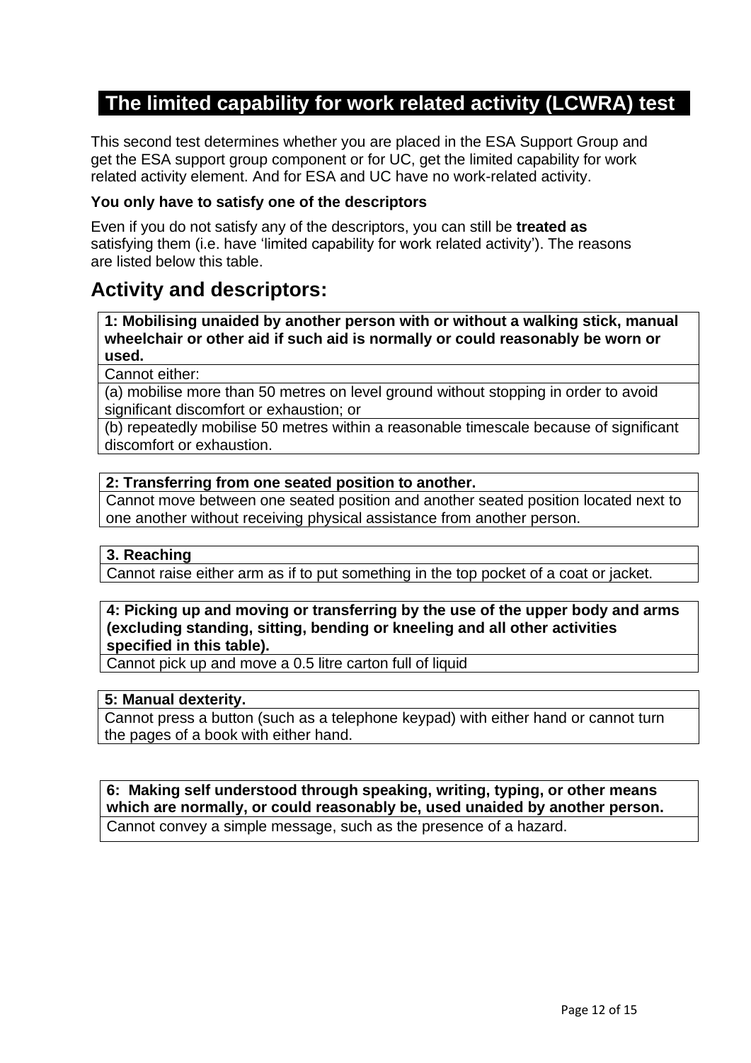## The limited capability for work related activity (LCWRA) test

This second test determines whether you are placed in the ESA Support Group and get the ESA support group component or for UC, get the limited capability for work related activity element. And for ESA and UC have no work-related activity.

**You only have to satisfy one of the descriptors**

Even if you do not satisfy any of the descriptors, you can still be **treated as** satisfying them (i.e. have 'limited capability for work related activity'). The reasons are listed below this table.

## Activity and descriptors:

| **1: Mobilising unaided by another person with or without a walking stick, manual wheelchair or other aid if such aid is normally or could reasonably be worn or used.** |
|---|
| Cannot either: |
| (a) mobilise more than 50 metres on level ground without stopping in order to avoid significant discomfort or exhaustion; or |
| (b) repeatedly mobilise 50 metres within a reasonable timescale because of significant discomfort or exhaustion. |

| **2: Transferring from one seated position to another.** |
|---|
| Cannot move between one seated position and another seated position located next to one another without receiving physical assistance from another person. |

| **3. Reaching** |
|---|
| Cannot raise either arm as if to put something in the top pocket of a coat or jacket. |

| **4: Picking up and moving or transferring by the use of the upper body and arms (excluding standing, sitting, bending or kneeling and all other activities specified in this table).** |
|---|
| Cannot pick up and move a 0.5 litre carton full of liquid |

| **5: Manual dexterity.** |
|---|
| Cannot press a button (such as a telephone keypad) with either hand or cannot turn the pages of a book with either hand. |

| **6: Making self understood through speaking, writing, typing, or other means which are normally, or could reasonably be, used unaided by another person.** |
|---|
| Cannot convey a simple message, such as the presence of a hazard. |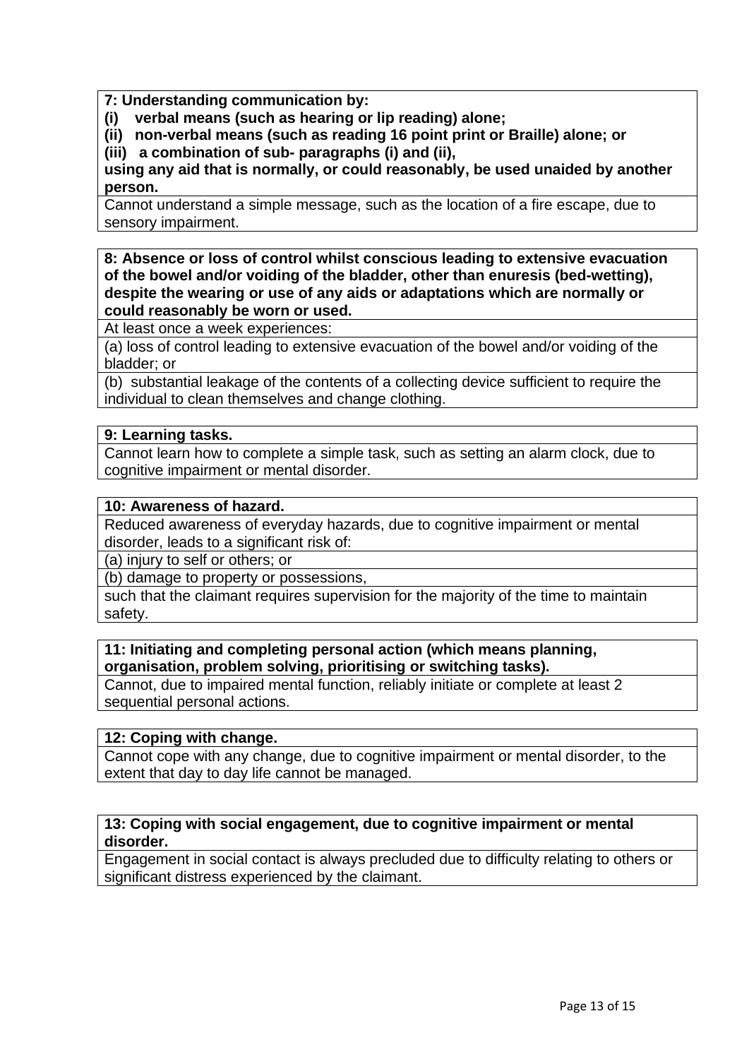| **7: Understanding communication by:**<br>**(i) verbal means (such as hearing or lip reading) alone;**<br>**(ii) non-verbal means (such as reading 16 point print or Braille) alone; or**<br>**(iii) a combination of sub- paragraphs (i) and (ii),**<br>**using any aid that is normally, or could reasonably, be used unaided by another person.** |
|---|
| Cannot understand a simple message, such as the location of a fire escape, due to sensory impairment. |

| **8: Absence or loss of control whilst conscious leading to extensive evacuation of the bowel and/or voiding of the bladder, other than enuresis (bed-wetting), despite the wearing or use of any aids or adaptations which are normally or could reasonably be worn or used.** |
|---|
| At least once a week experiences: |
| (a) loss of control leading to extensive evacuation of the bowel and/or voiding of the bladder; or |
| (b) substantial leakage of the contents of a collecting device sufficient to require the individual to clean themselves and change clothing. |

| **9: Learning tasks.** |
|---|
| Cannot learn how to complete a simple task, such as setting an alarm clock, due to cognitive impairment or mental disorder. |

| **10: Awareness of hazard.** |
|---|
| Reduced awareness of everyday hazards, due to cognitive impairment or mental disorder, leads to a significant risk of: |
| (a) injury to self or others; or |
| (b) damage to property or possessions, |
| such that the claimant requires supervision for the majority of the time to maintain safety. |

| **11: Initiating and completing personal action (which means planning, organisation, problem solving, prioritising or switching tasks).** |
|---|
| Cannot, due to impaired mental function, reliably initiate or complete at least 2 sequential personal actions. |

| **12: Coping with change.** |
|---|
| Cannot cope with any change, due to cognitive impairment or mental disorder, to the extent that day to day life cannot be managed. |

| **13: Coping with social engagement, due to cognitive impairment or mental disorder.** |
|---|
| Engagement in social contact is always precluded due to difficulty relating to others or significant distress experienced by the claimant. |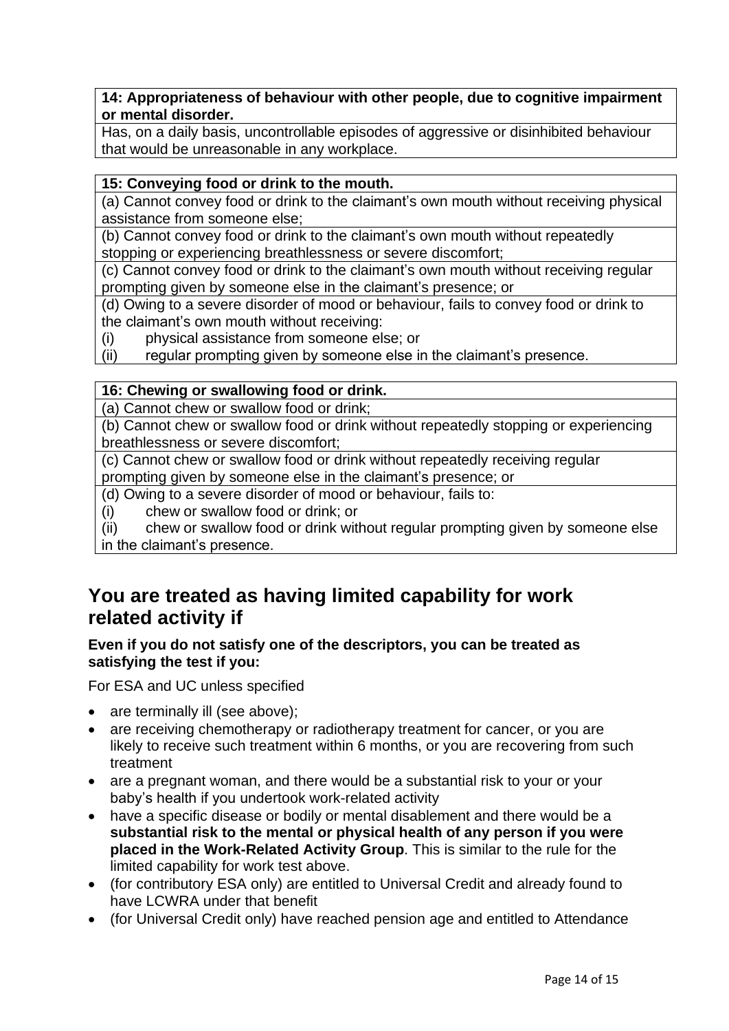| 14: Appropriateness of behaviour with other people, due to cognitive impairment or mental disorder. |
|---|
| Has, on a daily basis, uncontrollable episodes of aggressive or disinhibited behaviour that would be unreasonable in any workplace. |

| 15: Conveying food or drink to the mouth. |
|---|
| (a) Cannot convey food or drink to the claimant's own mouth without receiving physical assistance from someone else; |
| (b) Cannot convey food or drink to the claimant's own mouth without repeatedly stopping or experiencing breathlessness or severe discomfort; |
| (c) Cannot convey food or drink to the claimant's own mouth without receiving regular prompting given by someone else in the claimant's presence; or |
| (d) Owing to a severe disorder of mood or behaviour, fails to convey food or drink to the claimant's own mouth without receiving: (i) physical assistance from someone else; or (ii) regular prompting given by someone else in the claimant's presence. |

| 16: Chewing or swallowing food or drink. |
|---|
| (a) Cannot chew or swallow food or drink; |
| (b) Cannot chew or swallow food or drink without repeatedly stopping or experiencing breathlessness or severe discomfort; |
| (c) Cannot chew or swallow food or drink without repeatedly receiving regular prompting given by someone else in the claimant's presence; or |
| (d) Owing to a severe disorder of mood or behaviour, fails to: (i) chew or swallow food or drink; or (ii) chew or swallow food or drink without regular prompting given by someone else in the claimant's presence. |

## You are treated as having limited capability for work related activity if

**Even if you do not satisfy one of the descriptors, you can be treated as satisfying the test if you:**

For ESA and UC unless specified

- are terminally ill (see above);
- are receiving chemotherapy or radiotherapy treatment for cancer, or you are likely to receive such treatment within 6 months, or you are recovering from such treatment
- are a pregnant woman, and there would be a substantial risk to your or your baby's health if you undertook work-related activity
- have a specific disease or bodily or mental disablement and there would be a **substantial risk to the mental or physical health of any person if you were placed in the Work-Related Activity Group**. This is similar to the rule for the limited capability for work test above.
- (for contributory ESA only) are entitled to Universal Credit and already found to have LCWRA under that benefit
- (for Universal Credit only) have reached pension age and entitled to Attendance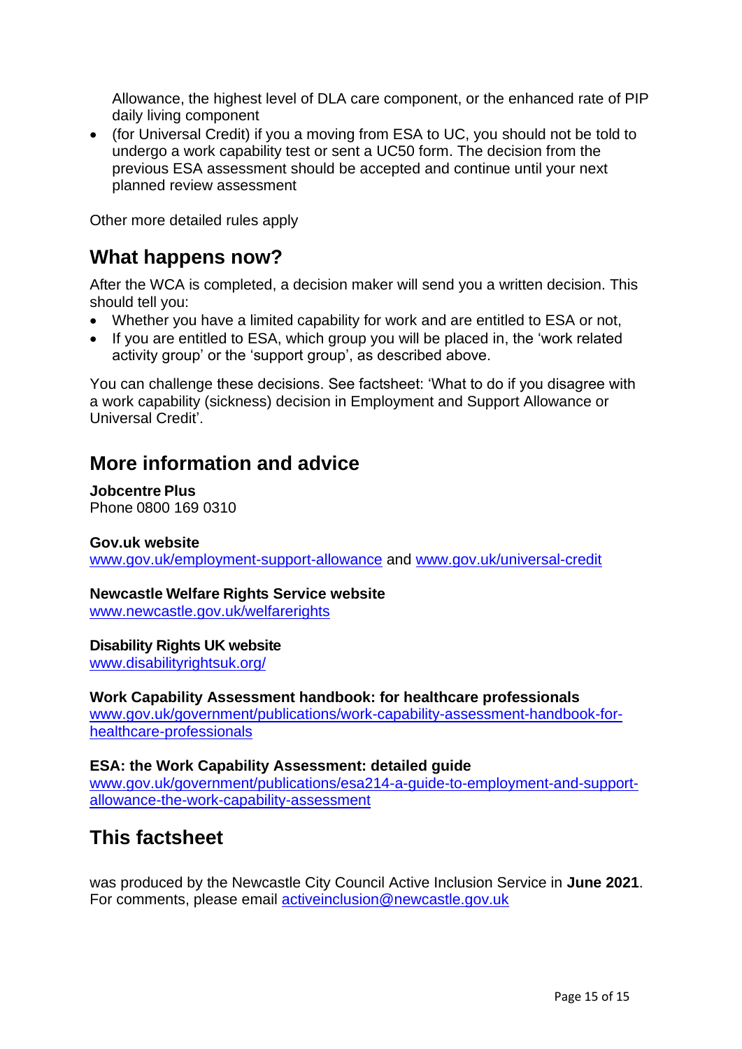Allowance, the highest level of DLA care component, or the enhanced rate of PIP daily living component

- (for Universal Credit) if you a moving from ESA to UC, you should not be told to undergo a work capability test or sent a UC50 form. The decision from the previous ESA assessment should be accepted and continue until your next planned review assessment

Other more detailed rules apply

## What happens now?

After the WCA is completed, a decision maker will send you a written decision. This should tell you:

- Whether you have a limited capability for work and are entitled to ESA or not,
- If you are entitled to ESA, which group you will be placed in, the 'work related activity group' or the 'support group', as described above.

You can challenge these decisions. See factsheet: 'What to do if you disagree with a work capability (sickness) decision in Employment and Support Allowance or Universal Credit'.

## More information and advice

**Jobcentre Plus**
Phone 0800 169 0310

**Gov.uk website**
www.gov.uk/employment-support-allowance and www.gov.uk/universal-credit

**Newcastle Welfare Rights Service website**
www.newcastle.gov.uk/welfarerights

**Disability Rights UK website**
www.disabilityrightsuk.org/

**Work Capability Assessment handbook: for healthcare professionals**
www.gov.uk/government/publications/work-capability-assessment-handbook-for-healthcare-professionals

**ESA: the Work Capability Assessment: detailed guide**
www.gov.uk/government/publications/esa214-a-guide-to-employment-and-support-allowance-the-work-capability-assessment

## This factsheet

was produced by the Newcastle City Council Active Inclusion Service in **June 2021**. For comments, please email activeinclusion@newcastle.gov.uk